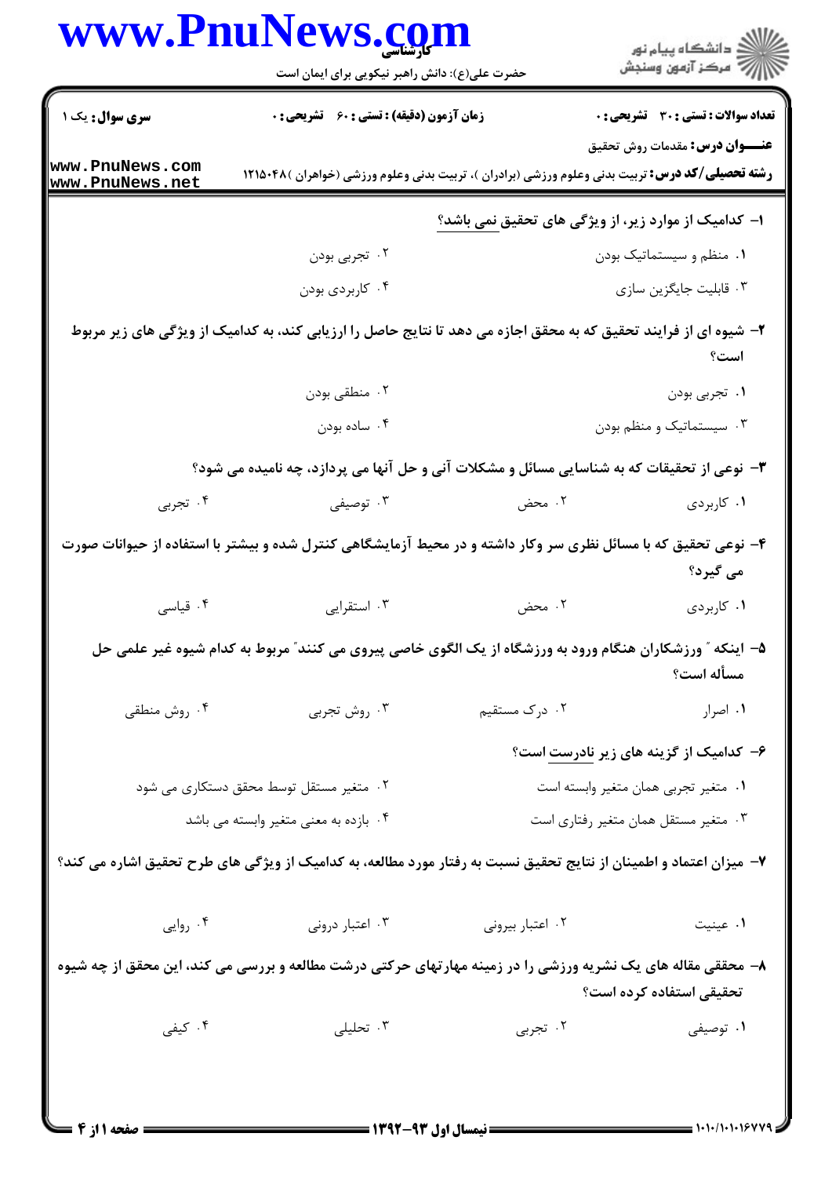کارشناسی

حضرت علی(ع): دانش راهبر نیکویی برای ایمان است

**سری سوال:** یک ۱

**زمان آزمون (دقیقه) : تستی : ۶۰ تشریحی : ۰**

**تعداد سوالات : تستی : ۳۰ تشریحی : ۰**

**عنـــوان درس:** مقدمات روش تحقیق

**رشته تحصیلی/کد درس:** تربیت بدنی وعلوم ورزشی (برادران )، تربیت بدنی وعلوم ورزشی (خواهران )۱۲۱۵۰۴۸

**۱- کدامیک از موارد زیر، از ویژگی های تحقیق نمی باشد؟**

۱. منظم و سیستماتیک بودن

۲. تجربی بودن

۳. قابلیت جایگزین سازی

۴. کاربردی بودن

**۲- شیوه ای از فرایند تحقیق که به محقق اجازه می دهد تا نتایج حاصل را ارزیابی کند، به کدامیک از ویژگی های زیر مربوط است؟**

۱. تجربی بودن

۲. منطقی بودن

۳. سیستماتیک و منظم بودن

۴. ساده بودن

**۳- نوعی از تحقیقات که به شناسایی مسائل و مشکلات آنی و حل آنها می پردازد، چه نامیده می شود؟**

۱. کاربردی

۲. محض

۳. توصیفی

۴. تجربی

**۴- نوعی تحقیق که با مسائل نظری سر وکار داشته و در محیط آزمایشگاهی کنترل شده و بیشتر با استفاده از حیوانات صورت می گیرد؟**

۱. کاربردی

۲. محض

۳. استقرایی

۴. قیاسی

**۵- اینکه "ورزشکاران هنگام ورود به ورزشگاه از یک الگوی خاصی پیروی می کنند" مربوط به کدام شیوه غیر علمی حل مسأله است؟**

۱. اصرار

۲. درک مستقیم

۳. روش تجربی

۴. روش منطقی

**۶- کدامیک از گزینه های زیر نادرست است؟**

۱. متغیر تجربی همان متغیر وابسته است

۲. متغیر مستقل توسط محقق دستکاری می شود

۳. متغیر مستقل همان متغیر رفتاری است

۴. بازده به معنی متغیر وابسته می باشد

**۷- میزان اعتماد و اطمینان از نتایج تحقیق نسبت به رفتار مورد مطالعه، به کدامیک از ویژگی های طرح تحقیق اشاره می کند؟**

۱. عینیت

۲. اعتبار بیرونی

۳. اعتبار درونی

۴. روایی

**۸- محققی مقاله های یک نشریه ورزشی را در زمینه مهارتهای حرکتی درشت مطالعه و بررسی می کند، این محقق از چه شیوه تحقیقی استفاده کرده است؟**

۱. توصیفی

۲. تجربی

۳. تحلیلی

۴. کیفی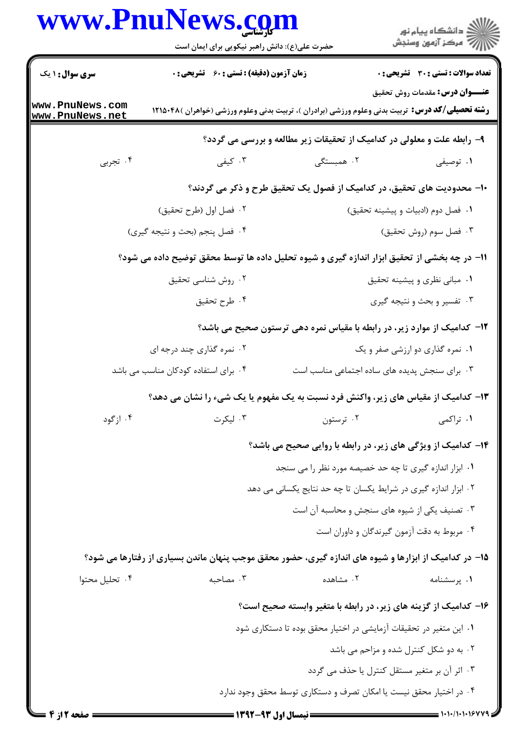۹- رابطه علت و معلولی در کدامیک از تحقیقات زیر مطالعه و بررسی می گردد؟

۱. توصیفی
۲. همبستگی
۳. کیفی
۴. تجربی

۱۰- محدودیت های تحقیق، در کدامیک از فصول یک تحقیق طرح و ذکر می گردند؟

۱. فصل دوم (ادبیات و پیشینه تحقیق)
۲. فصل اول (طرح تحقیق)
۳. فصل سوم (روش تحقیق)
۴. فصل پنجم (بحث و نتیجه گیری)

۱۱- در چه بخشی از تحقیق ابزار اندازه گیری و شیوه تحلیل داده ها توسط محقق توضیح داده می شود؟

۱. مبانی نظری و پیشینه تحقیق
۲. روش شناسی تحقیق
۳. تفسیر و بحث و نتیجه گیری
۴. طرح تحقیق

۱۲- کدامیک از موارد زیر، در رابطه با مقیاس نمره دهی ترستون صحیح می باشد؟

۱. نمره گذاری دو ارزشی صفر و یک
۲. نمره گذاری چند درجه ای
۳. برای سنجش پدیده های ساده اجتماعی مناسب است
۴. برای استفاده کودکان مناسب می باشد

۱۳- کدامیک از مقیاس های زیر، واکنش فرد نسبت به یک مفهوم یا یک شیء را نشان می دهد؟

۱. تراکمی
۲. ترستون
۳. لیکرت
۴. ازگود

۱۴- کدامیک از ویژگی های زیر، در رابطه با روایی صحیح می باشد؟

۱. ابزار اندازه گیری تا چه حد خصیصه مورد نظر را می سنجد
۲. ابزار اندازه گیری در شرایط یکسان تا چه حد نتایج یکسانی می دهد
۳. تصنیف یکی از شیوه های سنجش و محاسبه آن است
۴. مربوط به دقت آزمون گیرندگان و داوران است

۱۵- در کدامیک از ابزارها و شیوه های اندازه گیری، حضور محقق موجب پنهان ماندن بسیاری از رفتارها می شود؟

۱. پرسشنامه
۲. مشاهده
۳. مصاحبه
۴. تحلیل محتوا

۱۶- کدامیک از گزینه های زیر، در رابطه با متغیر وابسته صحیح است؟

۱. این متغیر در تحقیقات آزمایشی در اختیار محقق بوده تا دستکاری شود
۲. به دو شکل کنترل شده و مزاحم می باشد
۳. اثر آن بر متغیر مستقل کنترل یا حذف می گردد
۴. در اختیار محقق نیست یا امکان تصرف و دستکاری توسط محقق وجود ندارد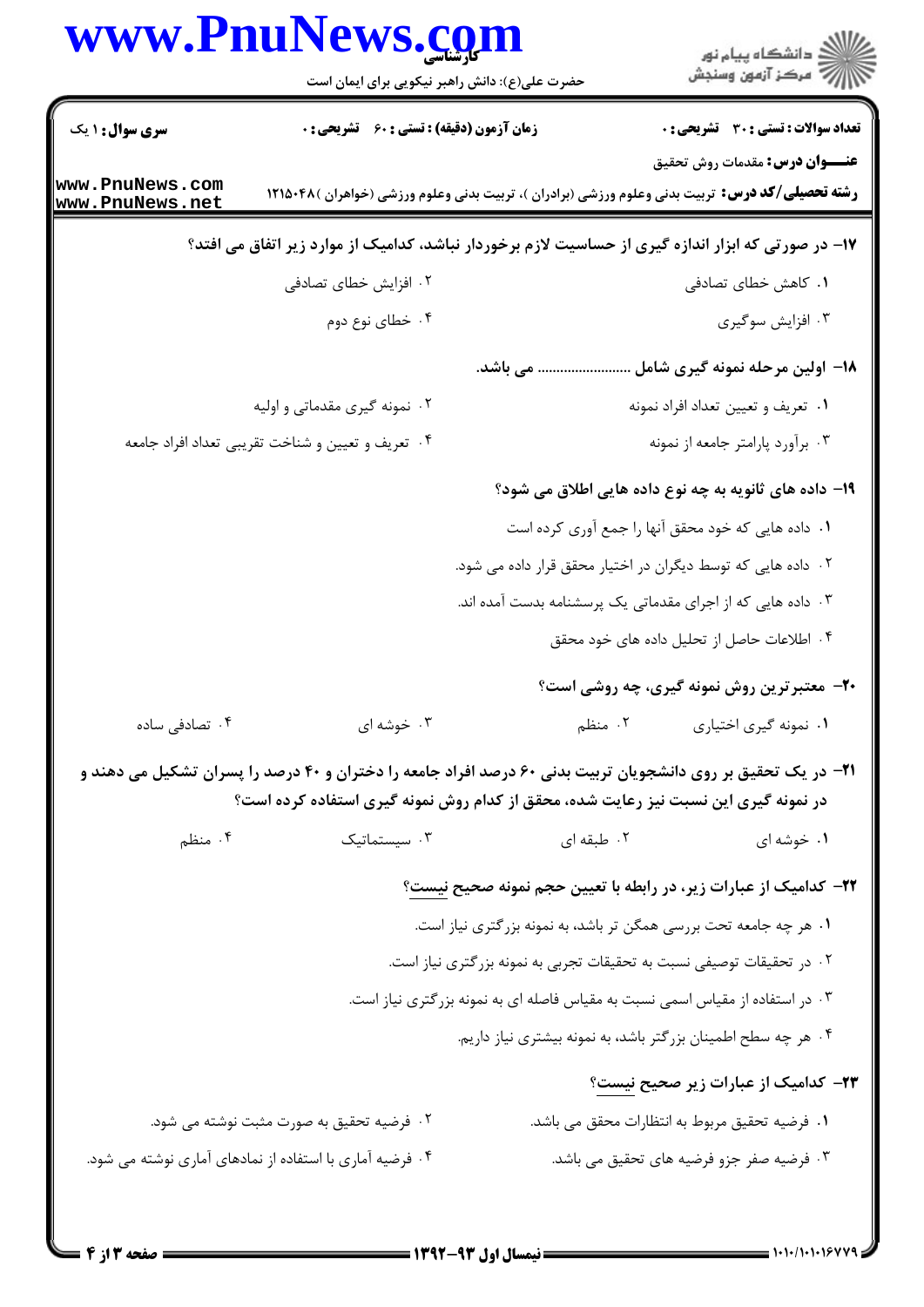۱۷- در صورتی که ابزار اندازه گیری از حساسیت لازم برخوردار نباشد، کدامیک از موارد زیر اتفاق می افتد؟

۱. کاهش خطای تصادفی
۲. افزایش خطای تصادفی
۳. افزایش سوگیری
۴. خطای نوع دوم

۱۸- اولین مرحله نمونه گیری شامل ...................... می باشد.

۱. تعریف و تعیین تعداد افراد نمونه
۲. نمونه گیری مقدماتی و اولیه
۳. برآورد پارامتر جامعه از نمونه
۴. تعریف و تعیین و شناخت تقریبی تعداد افراد جامعه

۱۹- داده های ثانویه به چه نوع داده هایی اطلاق می شود؟

۱. داده هایی که خود محقق آنها را جمع آوری کرده است
۲. داده هایی که توسط دیگران در اختیار محقق قرار داده می شود.
۳. داده هایی که از اجرای مقدماتی یک پرسشنامه بدست آمده اند.
۴. اطلاعات حاصل از تحلیل داده های خود محقق

۲۰- معتبرترین روش نمونه گیری، چه روشی است؟

۱. نمونه گیری اختیاری
۲. منظم
۳. خوشه ای
۴. تصادفی ساده

۲۱- در یک تحقیق بر روی دانشجویان تربیت بدنی ۶۰ درصد افراد جامعه را دختران و ۴۰ درصد را پسران تشکیل می دهند و در نمونه گیری این نسبت نیز رعایت شده، محقق از کدام روش نمونه گیری استفاده کرده است؟

۱. خوشه ای
۲. طبقه ای
۳. سیستماتیک
۴. منظم

۲۲- کدامیک از عبارات زیر، در رابطه با تعیین حجم نمونه صحیح نیست؟

۱. هر چه جامعه تحت بررسی همگن تر باشد، به نمونه بزرگتری نیاز است.
۲. در تحقیقات توصیفی نسبت به تحقیقات تجربی به نمونه بزرگتری نیاز است.
۳. در استفاده از مقیاس اسمی نسبت به مقیاس فاصله ای به نمونه بزرگتری نیاز است.
۴. هر چه سطح اطمینان بزرگتر باشد، به نمونه بیشتری نیاز داریم.

۲۳- کدامیک از عبارات زیر صحیح نیست؟

۱. فرضیه تحقیق مربوط به انتظارات محقق می باشد.
۲. فرضیه تحقیق به صورت مثبت نوشته می شود.
۳. فرضیه صفر جزو فرضیه های تحقیق می باشد.
۴. فرضیه آماری با استفاده از نمادهای آماری نوشته می شود.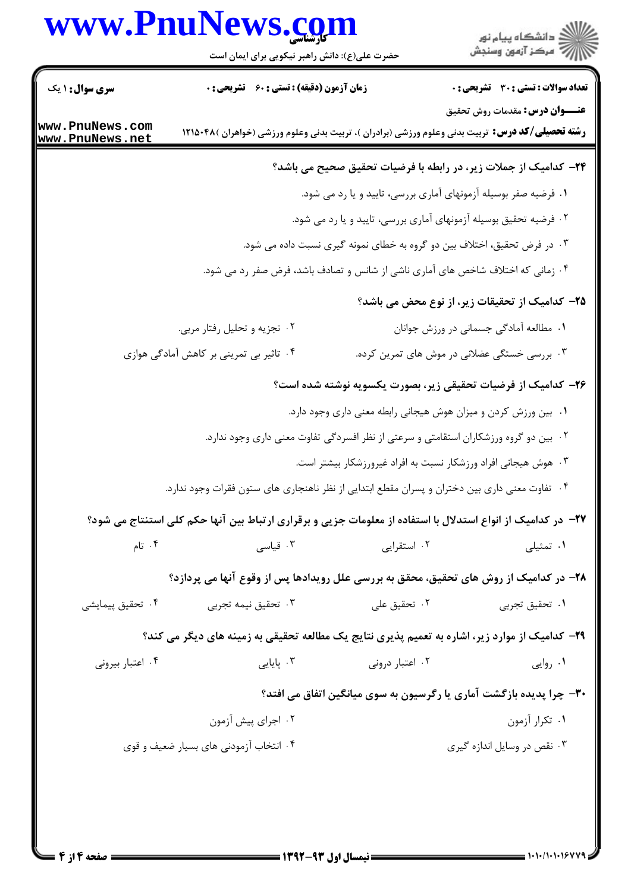۲۴- کدامیک از جملات زیر، در رابطه با فرضیات تحقیق صحیح می باشد؟

۱. فرضیه صفر بوسیله آزمونهای آماری بررسی، تایید و یا رد می شود.

۲. فرضیه تحقیق بوسیله آزمونهای آماری بررسی، تایید و یا رد می شود.

۳. در فرض تحقیق، اختلاف بین دو گروه به خطای نمونه گیری نسبت داده می شود.

۴. زمانی که اختلاف شاخص های آماری ناشی از شانس و تصادف باشد، فرض صفر رد می شود.

۲۵- کدامیک از تحقیقات زیر، از نوع محض می باشد؟

۱. مطالعه آمادگی جسمانی در ورزش جوانان

۲. تجزیه و تحلیل رفتار مربی.

۳. بررسی خستگی عضلانی در موش های تمرین کرده.

۴. تاثیر بی تمرینی بر کاهش آمادگی هوازی

۲۶- کدامیک از فرضیات تحقیقی زیر، بصورت یکسویه نوشته شده است؟

۱. بین ورزش کردن و میزان هوش هیجانی رابطه معنی داری وجود دارد.

۲. بین دو گروه ورزشکاران استقامتی و سرعتی از نظر افسردگی تفاوت معنی داری وجود ندارد.

۳. هوش هیجانی افراد ورزشکار نسبت به افراد غیرورزشکار بیشتر است.

۴. تفاوت معنی داری بین دختران و پسران مقطع ابتدایی از نظر ناهنجاری های ستون فقرات وجود ندارد.

۲۷- در کدامیک از انواع استدلال با استفاده از معلومات جزیی و برقراری ارتباط بین آنها حکم کلی استنتاج می شود؟

۱. تمثیلی

۲. استقرایی

۳. قیاسی

۴. تام

۲۸- در کدامیک از روش های تحقیق، محقق به بررسی علل رویدادها پس از وقوع آنها می پردازد؟

۱. تحقیق تجربی

۲. تحقیق علی

۳. تحقیق نیمه تجربی

۴. تحقیق پیمایشی

۲۹- کدامیک از موارد زیر، اشاره به تعمیم پذیری نتایج یک مطالعه تحقیقی به زمینه های دیگر می کند؟

۱. روایی

۲. اعتبار درونی

۳. پایایی

۴. اعتبار بیرونی

۳۰- چرا پدیده بازگشت آماری یا رگرسیون به سوی میانگین اتفاق می افتد؟

۱. تکرار آزمون

۲. اجرای پیش آزمون

۳. نقص در وسایل اندازه گیری

۴. انتخاب آزمودنی های بسیار ضعیف و قوی